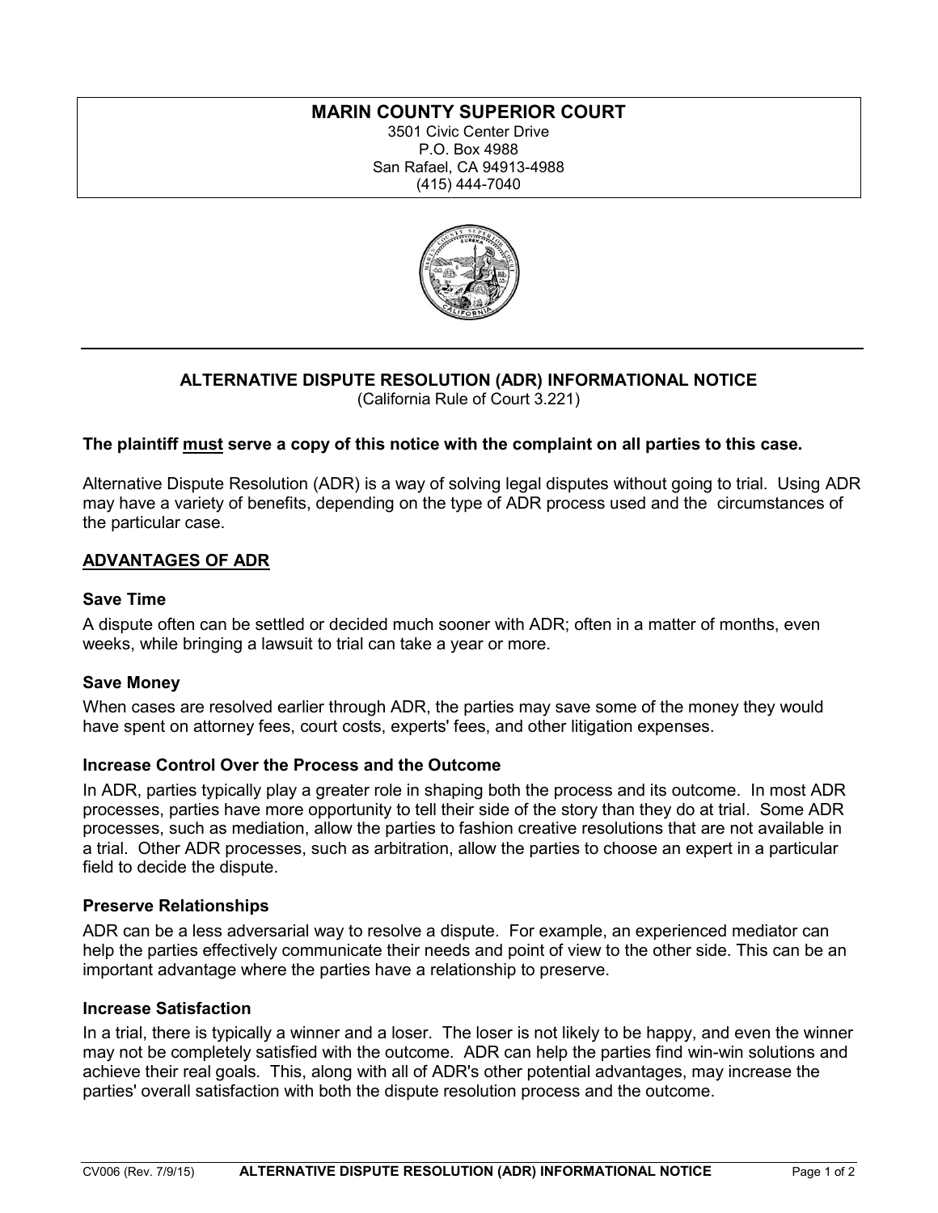**MARIN COUNTY SUPERIOR COURT**
3501 Civic Center Drive
P.O. Box 4988
San Rafael, CA 94913-4988
(415) 444-7040

# ALTERNATIVE DISPUTE RESOLUTION (ADR) INFORMATIONAL NOTICE

(California Rule of Court 3.221)

**The plaintiff must serve a copy of this notice with the complaint on all parties to this case.**

Alternative Dispute Resolution (ADR) is a way of solving legal disputes without going to trial. Using ADR may have a variety of benefits, depending on the type of ADR process used and the circumstances of the particular case.

## ADVANTAGES OF ADR

### Save Time

A dispute often can be settled or decided much sooner with ADR; often in a matter of months, even weeks, while bringing a lawsuit to trial can take a year or more.

### Save Money

When cases are resolved earlier through ADR, the parties may save some of the money they would have spent on attorney fees, court costs, experts' fees, and other litigation expenses.

### Increase Control Over the Process and the Outcome

In ADR, parties typically play a greater role in shaping both the process and its outcome. In most ADR processes, parties have more opportunity to tell their side of the story than they do at trial. Some ADR processes, such as mediation, allow the parties to fashion creative resolutions that are not available in a trial. Other ADR processes, such as arbitration, allow the parties to choose an expert in a particular field to decide the dispute.

### Preserve Relationships

ADR can be a less adversarial way to resolve a dispute. For example, an experienced mediator can help the parties effectively communicate their needs and point of view to the other side. This can be an important advantage where the parties have a relationship to preserve.

### Increase Satisfaction

In a trial, there is typically a winner and a loser. The loser is not likely to be happy, and even the winner may not be completely satisfied with the outcome. ADR can help the parties find win-win solutions and achieve their real goals. This, along with all of ADR's other potential advantages, may increase the parties' overall satisfaction with both the dispute resolution process and the outcome.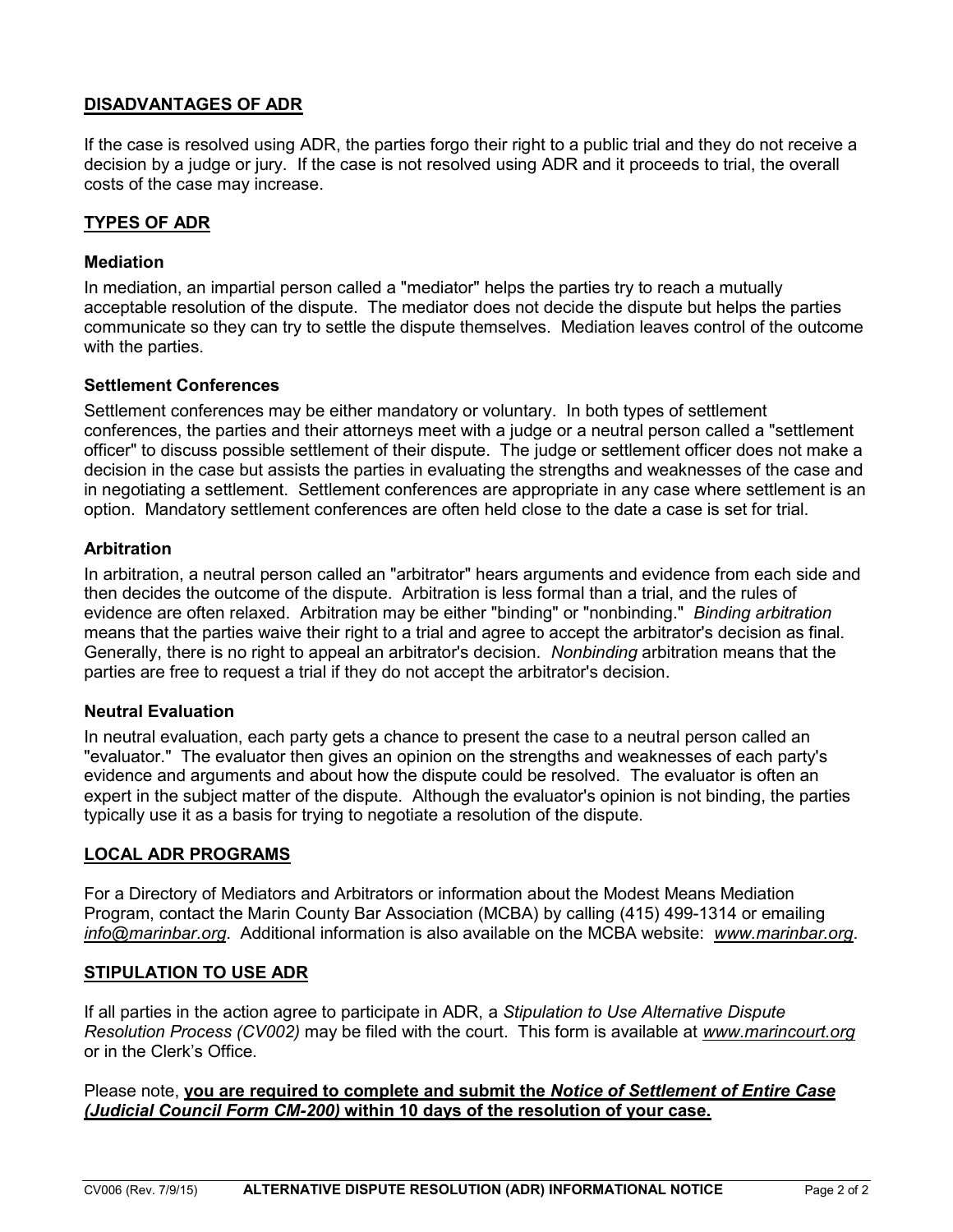## DISADVANTAGES OF ADR

If the case is resolved using ADR, the parties forgo their right to a public trial and they do not receive a decision by a judge or jury. If the case is not resolved using ADR and it proceeds to trial, the overall costs of the case may increase.

## TYPES OF ADR

### Mediation

In mediation, an impartial person called a "mediator" helps the parties try to reach a mutually acceptable resolution of the dispute. The mediator does not decide the dispute but helps the parties communicate so they can try to settle the dispute themselves. Mediation leaves control of the outcome with the parties.

### Settlement Conferences

Settlement conferences may be either mandatory or voluntary. In both types of settlement conferences, the parties and their attorneys meet with a judge or a neutral person called a "settlement officer" to discuss possible settlement of their dispute. The judge or settlement officer does not make a decision in the case but assists the parties in evaluating the strengths and weaknesses of the case and in negotiating a settlement. Settlement conferences are appropriate in any case where settlement is an option. Mandatory settlement conferences are often held close to the date a case is set for trial.

### Arbitration

In arbitration, a neutral person called an "arbitrator" hears arguments and evidence from each side and then decides the outcome of the dispute. Arbitration is less formal than a trial, and the rules of evidence are often relaxed. Arbitration may be either "binding" or "nonbinding." *Binding arbitration* means that the parties waive their right to a trial and agree to accept the arbitrator's decision as final. Generally, there is no right to appeal an arbitrator's decision. *Nonbinding* arbitration means that the parties are free to request a trial if they do not accept the arbitrator's decision.

### Neutral Evaluation

In neutral evaluation, each party gets a chance to present the case to a neutral person called an "evaluator." The evaluator then gives an opinion on the strengths and weaknesses of each party's evidence and arguments and about how the dispute could be resolved. The evaluator is often an expert in the subject matter of the dispute. Although the evaluator's opinion is not binding, the parties typically use it as a basis for trying to negotiate a resolution of the dispute.

## LOCAL ADR PROGRAMS

For a Directory of Mediators and Arbitrators or information about the Modest Means Mediation Program, contact the Marin County Bar Association (MCBA) by calling (415) 499-1314 or emailing *info@marinbar.org*. Additional information is also available on the MCBA website: *www.marinbar.org*.

## STIPULATION TO USE ADR

If all parties in the action agree to participate in ADR, a *Stipulation to Use Alternative Dispute Resolution Process (CV002)* may be filed with the court. This form is available at *www.marincourt.org* or in the Clerk's Office.

Please note, **you are required to complete and submit the *Notice of Settlement of Entire Case (Judicial Council Form CM-200)* within 10 days of the resolution of your case.**

CV006 (Rev. 7/9/15) **ALTERNATIVE DISPUTE RESOLUTION (ADR) INFORMATIONAL NOTICE**